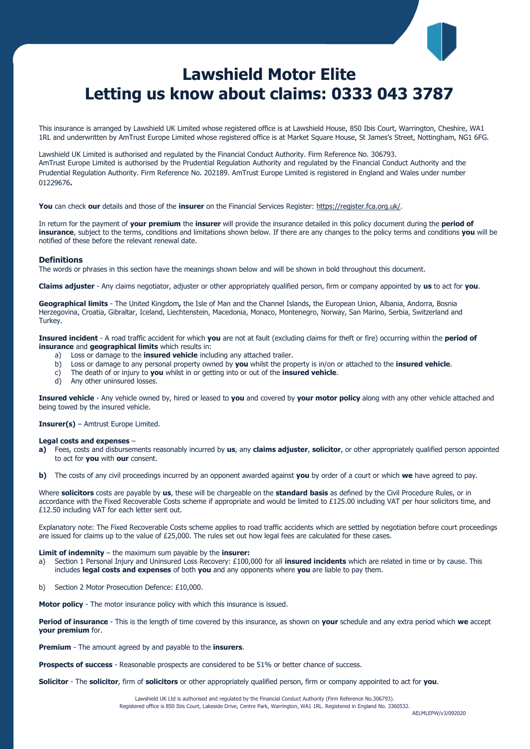# Lawshield Motor Elite
# Letting us know about claims: 0333 043 3787

This insurance is arranged by Lawshield UK Limited whose registered office is at Lawshield House, 850 Ibis Court, Warrington, Cheshire, WA1 1RL and underwritten by AmTrust Europe Limited whose registered office is at Market Square House, St James's Street, Nottingham, NG1 6FG.

Lawshield UK Limited is authorised and regulated by the Financial Conduct Authority. Firm Reference No. 306793.
AmTrust Europe Limited is authorised by the Prudential Regulation Authority and regulated by the Financial Conduct Authority and the Prudential Regulation Authority. Firm Reference No. 202189. AmTrust Europe Limited is registered in England and Wales under number 01229676**.**

**You** can check **our** details and those of the **insurer** on the Financial Services Register: https://register.fca.org.uk/.

In return for the payment of **your premium** the **insurer** will provide the insurance detailed in this policy document during the **period of insurance**, subject to the terms, conditions and limitations shown below. If there are any changes to the policy terms and conditions **you** will be notified of these before the relevant renewal date.

### Definitions

The words or phrases in this section have the meanings shown below and will be shown in bold throughout this document.

**Claims adjuster** - Any claims negotiator, adjuster or other appropriately qualified person, firm or company appointed by **us** to act for **you**.

**Geographical limits** - The United Kingdom**,** the Isle of Man and the Channel Islands, the European Union, Albania, Andorra, Bosnia Herzegovina, Croatia, Gibraltar, Iceland, Liechtenstein, Macedonia, Monaco, Montenegro, Norway, San Marino, Serbia, Switzerland and Turkey.

**Insured incident** - A road traffic accident for which **you** are not at fault (excluding claims for theft or fire) occurring within the **period of insurance** and **geographical limits** which results in:

a) Loss or damage to the **insured vehicle** including any attached trailer.
b) Loss or damage to any personal property owned by **you** whilst the property is in/on or attached to the **insured vehicle**.
c) The death of or injury to **you** whilst in or getting into or out of the **insured vehicle**.
d) Any other uninsured losses.

**Insured vehicle** - Any vehicle owned by, hired or leased to **you** and covered by **your motor policy** along with any other vehicle attached and being towed by the insured vehicle.

**Insurer(s)** – Amtrust Europe Limited.

**Legal costs and expenses** –

**a)** Fees, costs and disbursements reasonably incurred by **us**, any **claims adjuster**, **solicitor**, or other appropriately qualified person appointed to act for **you** with **our** consent.

**b)** The costs of any civil proceedings incurred by an opponent awarded against **you** by order of a court or which **we** have agreed to pay.

Where **solicitors** costs are payable by **us**, these will be chargeable on the **standard basis** as defined by the Civil Procedure Rules, or in accordance with the Fixed Recoverable Costs scheme if appropriate and would be limited to £125.00 including VAT per hour solicitors time, and £12.50 including VAT for each letter sent out.

Explanatory note: The Fixed Recoverable Costs scheme applies to road traffic accidents which are settled by negotiation before court proceedings are issued for claims up to the value of £25,000. The rules set out how legal fees are calculated for these cases.

**Limit of indemnity** – the maximum sum payable by the **insurer:**

a) Section 1 Personal Injury and Uninsured Loss Recovery: £100,000 for all **insured incidents** which are related in time or by cause. This includes **legal costs and expenses** of both **you** and any opponents where **you** are liable to pay them.

b) Section 2 Motor Prosecution Defence: £10,000.

**Motor policy** - The motor insurance policy with which this insurance is issued.

**Period of insurance** - This is the length of time covered by this insurance, as shown on **your** schedule and any extra period which **we** accept **your premium** for.

**Premium** - The amount agreed by and payable to the **insurers**.

**Prospects of success** - Reasonable prospects are considered to be 51% or better chance of success.

**Solicitor** - The **solicitor**, firm of **solicitors** or other appropriately qualified person, firm or company appointed to act for **you**.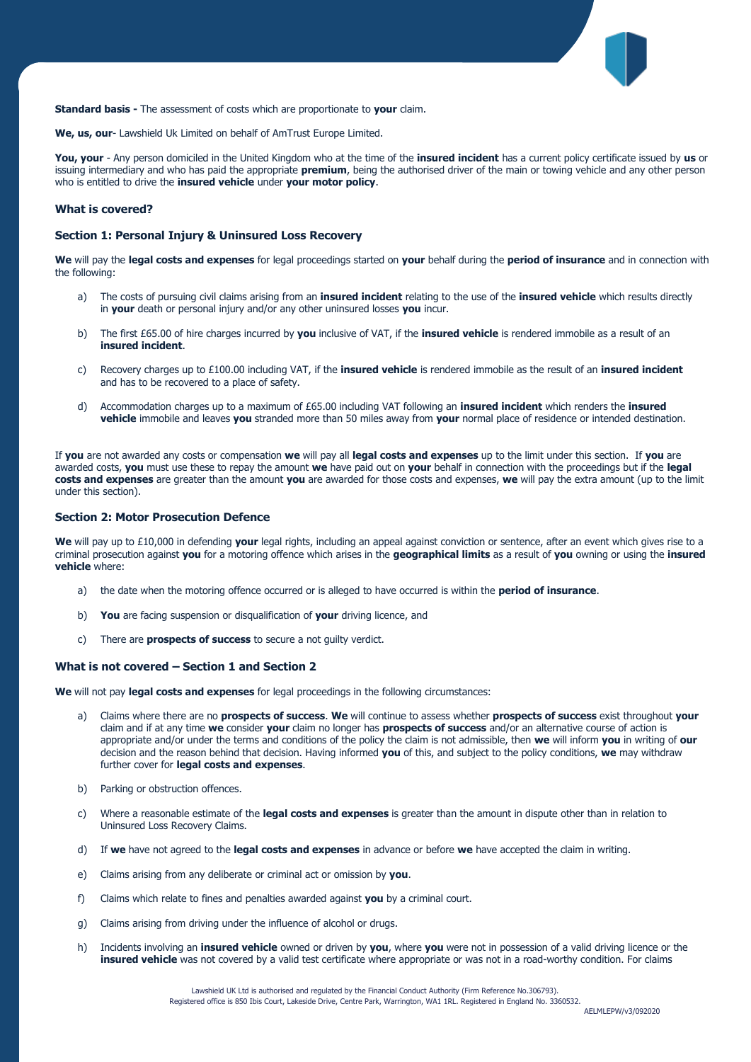**Standard basis -** The assessment of costs which are proportionate to **your** claim.

**We, us, our**- Lawshield Uk Limited on behalf of AmTrust Europe Limited.

**You, your** - Any person domiciled in the United Kingdom who at the time of the **insured incident** has a current policy certificate issued by **us** or issuing intermediary and who has paid the appropriate **premium**, being the authorised driver of the main or towing vehicle and any other person who is entitled to drive the **insured vehicle** under **your motor policy**.

### What is covered?

### Section 1: Personal Injury & Uninsured Loss Recovery

**We** will pay the **legal costs and expenses** for legal proceedings started on **your** behalf during the **period of insurance** and in connection with the following:

a) The costs of pursuing civil claims arising from an **insured incident** relating to the use of the **insured vehicle** which results directly in **your** death or personal injury and/or any other uninsured losses **you** incur.

b) The first £65.00 of hire charges incurred by **you** inclusive of VAT, if the **insured vehicle** is rendered immobile as a result of an **insured incident**.

c) Recovery charges up to £100.00 including VAT, if the **insured vehicle** is rendered immobile as the result of an **insured incident** and has to be recovered to a place of safety.

d) Accommodation charges up to a maximum of £65.00 including VAT following an **insured incident** which renders the **insured vehicle** immobile and leaves **you** stranded more than 50 miles away from **your** normal place of residence or intended destination.

If **you** are not awarded any costs or compensation **we** will pay all **legal costs and expenses** up to the limit under this section. If **you** are awarded costs, **you** must use these to repay the amount **we** have paid out on **your** behalf in connection with the proceedings but if the **legal costs and expenses** are greater than the amount **you** are awarded for those costs and expenses, **we** will pay the extra amount (up to the limit under this section).

### Section 2: Motor Prosecution Defence

**We** will pay up to £10,000 in defending **your** legal rights, including an appeal against conviction or sentence, after an event which gives rise to a criminal prosecution against **you** for a motoring offence which arises in the **geographical limits** as a result of **you** owning or using the **insured vehicle** where:

a) the date when the motoring offence occurred or is alleged to have occurred is within the **period of insurance**.

b) **You** are facing suspension or disqualification of **your** driving licence, and

c) There are **prospects of success** to secure a not guilty verdict.

### What is not covered – Section 1 and Section 2

**We** will not pay **legal costs and expenses** for legal proceedings in the following circumstances:

a) Claims where there are no **prospects of success**. **We** will continue to assess whether **prospects of success** exist throughout **your** claim and if at any time **we** consider **your** claim no longer has **prospects of success** and/or an alternative course of action is appropriate and/or under the terms and conditions of the policy the claim is not admissible, then **we** will inform **you** in writing of **our** decision and the reason behind that decision. Having informed **you** of this, and subject to the policy conditions, **we** may withdraw further cover for **legal costs and expenses**.

b) Parking or obstruction offences.

c) Where a reasonable estimate of the **legal costs and expenses** is greater than the amount in dispute other than in relation to Uninsured Loss Recovery Claims.

d) If **we** have not agreed to the **legal costs and expenses** in advance or before **we** have accepted the claim in writing.

e) Claims arising from any deliberate or criminal act or omission by **you**.

f) Claims which relate to fines and penalties awarded against **you** by a criminal court.

g) Claims arising from driving under the influence of alcohol or drugs.

h) Incidents involving an **insured vehicle** owned or driven by **you**, where **you** were not in possession of a valid driving licence or the **insured vehicle** was not covered by a valid test certificate where appropriate or was not in a road-worthy condition. For claims

Lawshield UK Ltd is authorised and regulated by the Financial Conduct Authority (Firm Reference No.306793).
Registered office is 850 Ibis Court, Lakeside Drive, Centre Park, Warrington, WA1 1RL. Registered in England No. 3360532.
AELMLEPW/v3/092020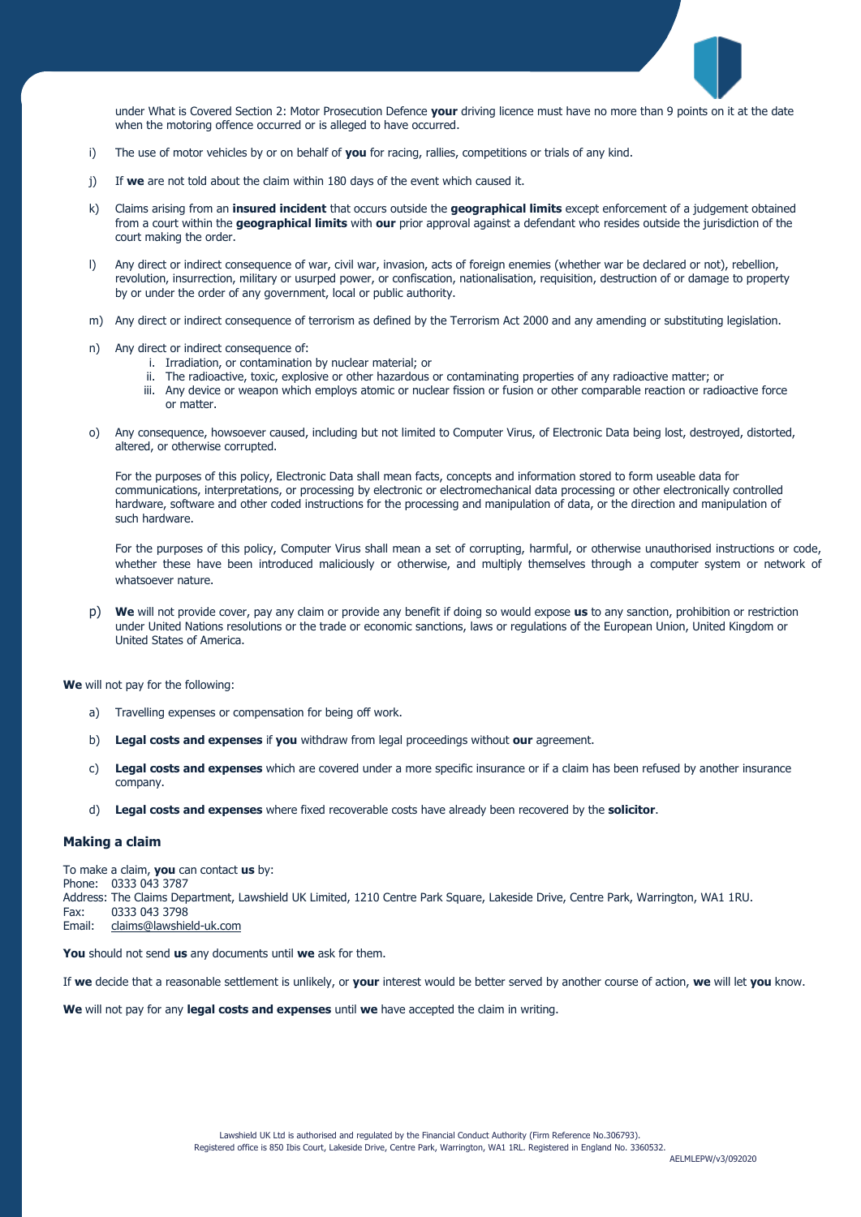under What is Covered Section 2: Motor Prosecution Defence **your** driving licence must have no more than 9 points on it at the date when the motoring offence occurred or is alleged to have occurred.

i) The use of motor vehicles by or on behalf of **you** for racing, rallies, competitions or trials of any kind.

j) If **we** are not told about the claim within 180 days of the event which caused it.

k) Claims arising from an **insured incident** that occurs outside the **geographical limits** except enforcement of a judgement obtained from a court within the **geographical limits** with **our** prior approval against a defendant who resides outside the jurisdiction of the court making the order.

l) Any direct or indirect consequence of war, civil war, invasion, acts of foreign enemies (whether war be declared or not), rebellion, revolution, insurrection, military or usurped power, or confiscation, nationalisation, requisition, destruction of or damage to property by or under the order of any government, local or public authority.

m) Any direct or indirect consequence of terrorism as defined by the Terrorism Act 2000 and any amending or substituting legislation.

n) Any direct or indirect consequence of:
   i. Irradiation, or contamination by nuclear material; or
   ii. The radioactive, toxic, explosive or other hazardous or contaminating properties of any radioactive matter; or
   iii. Any device or weapon which employs atomic or nuclear fission or fusion or other comparable reaction or radioactive force or matter.

o) Any consequence, howsoever caused, including but not limited to Computer Virus, of Electronic Data being lost, destroyed, distorted, altered, or otherwise corrupted.

   For the purposes of this policy, Electronic Data shall mean facts, concepts and information stored to form useable data for communications, interpretations, or processing by electronic or electromechanical data processing or other electronically controlled hardware, software and other coded instructions for the processing and manipulation of data, or the direction and manipulation of such hardware.

   For the purposes of this policy, Computer Virus shall mean a set of corrupting, harmful, or otherwise unauthorised instructions or code, whether these have been introduced maliciously or otherwise, and multiply themselves through a computer system or network of whatsoever nature.

p) **We** will not provide cover, pay any claim or provide any benefit if doing so would expose **us** to any sanction, prohibition or restriction under United Nations resolutions or the trade or economic sanctions, laws or regulations of the European Union, United Kingdom or United States of America.

**We** will not pay for the following:

a) Travelling expenses or compensation for being off work.

b) **Legal costs and expenses** if **you** withdraw from legal proceedings without **our** agreement.

c) **Legal costs and expenses** which are covered under a more specific insurance or if a claim has been refused by another insurance company.

d) **Legal costs and expenses** where fixed recoverable costs have already been recovered by the **solicitor**.

### Making a claim

To make a claim, **you** can contact **us** by:
Phone: 0333 043 3787
Address: The Claims Department, Lawshield UK Limited, 1210 Centre Park Square, Lakeside Drive, Centre Park, Warrington, WA1 1RU.
Fax: 0333 043 3798
Email: claims@lawshield-uk.com

**You** should not send **us** any documents until **we** ask for them.

If **we** decide that a reasonable settlement is unlikely, or **your** interest would be better served by another course of action, **we** will let **you** know.

**We** will not pay for any **legal costs and expenses** until **we** have accepted the claim in writing.

Lawshield UK Ltd is authorised and regulated by the Financial Conduct Authority (Firm Reference No.306793).
Registered office is 850 Ibis Court, Lakeside Drive, Centre Park, Warrington, WA1 1RL. Registered in England No. 3360532.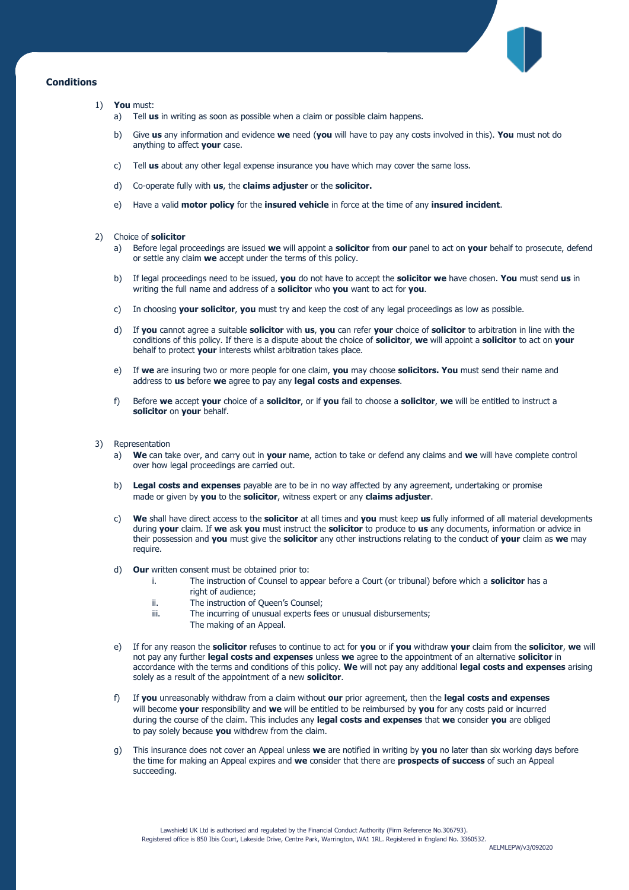## Conditions

1) **You** must:
   a) Tell **us** in writing as soon as possible when a claim or possible claim happens.

   b) Give **us** any information and evidence **we** need (**you** will have to pay any costs involved in this). **You** must not do anything to affect **your** case.

   c) Tell **us** about any other legal expense insurance you have which may cover the same loss.

   d) Co-operate fully with **us**, the **claims adjuster** or the **solicitor.**

   e) Have a valid **motor policy** for the **insured vehicle** in force at the time of any **insured incident**.

2) Choice of **solicitor**
   a) Before legal proceedings are issued **we** will appoint a **solicitor** from **our** panel to act on **your** behalf to prosecute, defend or settle any claim **we** accept under the terms of this policy.

   b) If legal proceedings need to be issued, **you** do not have to accept the **solicitor we** have chosen. **You** must send **us** in writing the full name and address of a **solicitor** who **you** want to act for **you**.

   c) In choosing **your solicitor**, **you** must try and keep the cost of any legal proceedings as low as possible.

   d) If **you** cannot agree a suitable **solicitor** with **us**, **you** can refer **your** choice of **solicitor** to arbitration in line with the conditions of this policy. If there is a dispute about the choice of **solicitor**, **we** will appoint a **solicitor** to act on **your** behalf to protect **your** interests whilst arbitration takes place.

   e) If **we** are insuring two or more people for one claim, **you** may choose **solicitors. You** must send their name and address to **us** before **we** agree to pay any **legal costs and expenses**.

   f) Before **we** accept **your** choice of a **solicitor**, or if **you** fail to choose a **solicitor**, **we** will be entitled to instruct a **solicitor** on **your** behalf.

3) Representation
   a) **We** can take over, and carry out in **your** name, action to take or defend any claims and **we** will have complete control over how legal proceedings are carried out.

   b) **Legal costs and expenses** payable are to be in no way affected by any agreement, undertaking or promise made or given by **you** to the **solicitor**, witness expert or any **claims adjuster**.

   c) **We** shall have direct access to the **solicitor** at all times and **you** must keep **us** fully informed of all material developments during **your** claim. If **we** ask **you** must instruct the **solicitor** to produce to **us** any documents, information or advice in their possession and **you** must give the **solicitor** any other instructions relating to the conduct of **your** claim as **we** may require.

   d) **Our** written consent must be obtained prior to:
      i. The instruction of Counsel to appear before a Court (or tribunal) before which a **solicitor** has a right of audience;
      ii. The instruction of Queen's Counsel;
      iii. The incurring of unusual experts fees or unusual disbursements;
      The making of an Appeal.

   e) If for any reason the **solicitor** refuses to continue to act for **you** or if **you** withdraw **your** claim from the **solicitor**, **we** will not pay any further **legal costs and expenses** unless **we** agree to the appointment of an alternative **solicitor** in accordance with the terms and conditions of this policy. **We** will not pay any additional **legal costs and expenses** arising solely as a result of the appointment of a new **solicitor**.

   f) If **you** unreasonably withdraw from a claim without **our** prior agreement, then the **legal costs and expenses** will become **your** responsibility and **we** will be entitled to be reimbursed by **you** for any costs paid or incurred during the course of the claim. This includes any **legal costs and expenses** that **we** consider **you** are obliged to pay solely because **you** withdrew from the claim.

   g) This insurance does not cover an Appeal unless **we** are notified in writing by **you** no later than six working days before the time for making an Appeal expires and **we** consider that there are **prospects of success** of such an Appeal succeeding.

Lawshield UK Ltd is authorised and regulated by the Financial Conduct Authority (Firm Reference No.306793).
Registered office is 850 Ibis Court, Lakeside Drive, Centre Park, Warrington, WA1 1RL. Registered in England No. 3360532.
AELMLEPW/v3/092020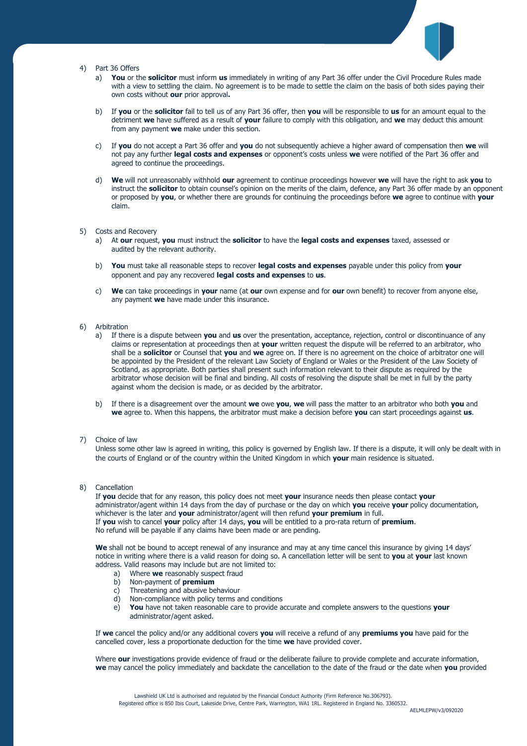4) Part 36 Offers

   a) **You** or the **solicitor** must inform **us** immediately in writing of any Part 36 offer under the Civil Procedure Rules made with a view to settling the claim. No agreement is to be made to settle the claim on the basis of both sides paying their own costs without **our** prior approval**.**

   b) If **you** or the **solicitor** fail to tell us of any Part 36 offer, then **you** will be responsible to **us** for an amount equal to the detriment **we** have suffered as a result of **your** failure to comply with this obligation, and **we** may deduct this amount from any payment **we** make under this section.

   c) If **you** do not accept a Part 36 offer and **you** do not subsequently achieve a higher award of compensation then **we** will not pay any further **legal costs and expenses** or opponent's costs unless **we** were notified of the Part 36 offer and agreed to continue the proceedings.

   d) **We** will not unreasonably withhold **our** agreement to continue proceedings however **we** will have the right to ask **you** to instruct the **solicitor** to obtain counsel's opinion on the merits of the claim, defence, any Part 36 offer made by an opponent or proposed by **you**, or whether there are grounds for continuing the proceedings before **we** agree to continue with **your** claim.

5) Costs and Recovery

   a) At **our** request, **you** must instruct the **solicitor** to have the **legal costs and expenses** taxed, assessed or audited by the relevant authority.

   b) **You** must take all reasonable steps to recover **legal costs and expenses** payable under this policy from **your** opponent and pay any recovered **legal costs and expenses** to **us**.

   c) **We** can take proceedings in **your** name (at **our** own expense and for **our** own benefit) to recover from anyone else, any payment **we** have made under this insurance.

6) Arbitration

   a) If there is a dispute between **you** and **us** over the presentation, acceptance, rejection, control or discontinuance of any claims or representation at proceedings then at **your** written request the dispute will be referred to an arbitrator, who shall be a **solicitor** or Counsel that **you** and **we** agree on. If there is no agreement on the choice of arbitrator one will be appointed by the President of the relevant Law Society of England or Wales or the President of the Law Society of Scotland, as appropriate. Both parties shall present such information relevant to their dispute as required by the arbitrator whose decision will be final and binding. All costs of resolving the dispute shall be met in full by the party against whom the decision is made, or as decided by the arbitrator.

   b) If there is a disagreement over the amount **we** owe **you**, **we** will pass the matter to an arbitrator who both **you** and **we** agree to. When this happens, the arbitrator must make a decision before **you** can start proceedings against **us**.

7) Choice of law

   Unless some other law is agreed in writing, this policy is governed by English law. If there is a dispute, it will only be dealt with in the courts of England or of the country within the United Kingdom in which **your** main residence is situated.

8) Cancellation

   If **you** decide that for any reason, this policy does not meet **your** insurance needs then please contact **your** administrator/agent within 14 days from the day of purchase or the day on which **you** receive **your** policy documentation, whichever is the later and **your** administrator/agent will then refund **your premium** in full.
   If **you** wish to cancel **your** policy after 14 days, **you** will be entitled to a pro-rata return of **premium**.
   No refund will be payable if any claims have been made or are pending.

   **We** shall not be bound to accept renewal of any insurance and may at any time cancel this insurance by giving 14 days' notice in writing where there is a valid reason for doing so. A cancellation letter will be sent to **you** at **your** last known address. Valid reasons may include but are not limited to:

   a) Where **we** reasonably suspect fraud
   b) Non-payment of **premium**
   c) Threatening and abusive behaviour
   d) Non-compliance with policy terms and conditions
   e) **You** have not taken reasonable care to provide accurate and complete answers to the questions **your** administrator/agent asked.

   If **we** cancel the policy and/or any additional covers **you** will receive a refund of any **premiums you** have paid for the cancelled cover, less a proportionate deduction for the time **we** have provided cover.

   Where **our** investigations provide evidence of fraud or the deliberate failure to provide complete and accurate information, **we** may cancel the policy immediately and backdate the cancellation to the date of the fraud or the date when **you** provided

Lawshield UK Ltd is authorised and regulated by the Financial Conduct Authority (Firm Reference No.306793).
Registered office is 850 Ibis Court, Lakeside Drive, Centre Park, Warrington, WA1 1RL. Registered in England No. 3360532.
AELMLEPW/v3/092020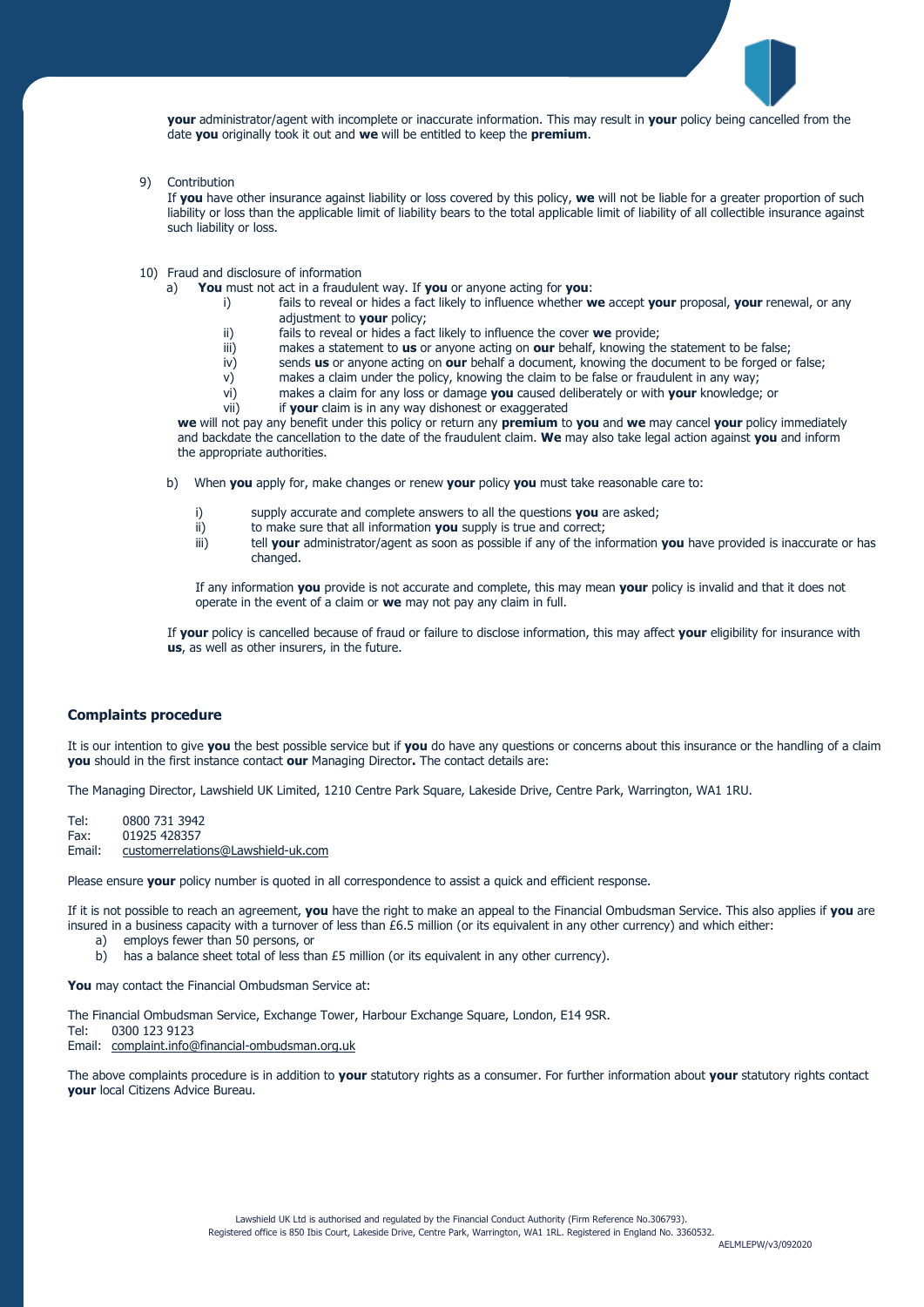**your** administrator/agent with incomplete or inaccurate information. This may result in **your** policy being cancelled from the date **you** originally took it out and **we** will be entitled to keep the **premium**.

9) Contribution

If **you** have other insurance against liability or loss covered by this policy, **we** will not be liable for a greater proportion of such liability or loss than the applicable limit of liability bears to the total applicable limit of liability of all collectible insurance against such liability or loss.

10) Fraud and disclosure of information

a) **You** must not act in a fraudulent way. If **you** or anyone acting for **you**:

   i) fails to reveal or hides a fact likely to influence whether **we** accept **your** proposal, **your** renewal, or any adjustment to **your** policy;
   ii) fails to reveal or hides a fact likely to influence the cover **we** provide;
   iii) makes a statement to **us** or anyone acting on **our** behalf, knowing the statement to be false;
   iv) sends **us** or anyone acting on **our** behalf a document, knowing the document to be forged or false;
   v) makes a claim under the policy, knowing the claim to be false or fraudulent in any way;
   vi) makes a claim for any loss or damage **you** caused deliberately or with **your** knowledge; or
   vii) if **your** claim is in any way dishonest or exaggerated

**we** will not pay any benefit under this policy or return any **premium** to **you** and **we** may cancel **your** policy immediately and backdate the cancellation to the date of the fraudulent claim. **We** may also take legal action against **you** and inform the appropriate authorities.

b) When **you** apply for, make changes or renew **your** policy **you** must take reasonable care to:

   i) supply accurate and complete answers to all the questions **you** are asked;
   ii) to make sure that all information **you** supply is true and correct;
   iii) tell **your** administrator/agent as soon as possible if any of the information **you** have provided is inaccurate or has changed.

If any information **you** provide is not accurate and complete, this may mean **your** policy is invalid and that it does not operate in the event of a claim or **we** may not pay any claim in full.

If **your** policy is cancelled because of fraud or failure to disclose information, this may affect **your** eligibility for insurance with **us**, as well as other insurers, in the future.

## Complaints procedure

It is our intention to give **you** the best possible service but if **you** do have any questions or concerns about this insurance or the handling of a claim **you** should in the first instance contact **our** Managing Director**.** The contact details are:

The Managing Director, Lawshield UK Limited, 1210 Centre Park Square, Lakeside Drive, Centre Park, Warrington, WA1 1RU.

Tel: 0800 731 3942
Fax: 01925 428357
Email: customerrelations@Lawshield-uk.com

Please ensure **your** policy number is quoted in all correspondence to assist a quick and efficient response.

If it is not possible to reach an agreement, **you** have the right to make an appeal to the Financial Ombudsman Service. This also applies if **you** are insured in a business capacity with a turnover of less than £6.5 million (or its equivalent in any other currency) and which either:

a) employs fewer than 50 persons, or
b) has a balance sheet total of less than £5 million (or its equivalent in any other currency).

**You** may contact the Financial Ombudsman Service at:

The Financial Ombudsman Service, Exchange Tower, Harbour Exchange Square, London, E14 9SR.
Tel: 0300 123 9123
Email: complaint.info@financial-ombudsman.org.uk

The above complaints procedure is in addition to **your** statutory rights as a consumer. For further information about **your** statutory rights contact **your** local Citizens Advice Bureau.

Lawshield UK Ltd is authorised and regulated by the Financial Conduct Authority (Firm Reference No.306793).
Registered office is 850 Ibis Court, Lakeside Drive, Centre Park, Warrington, WA1 1RL. Registered in England No. 3360532.

AELMLEPW/v3/092020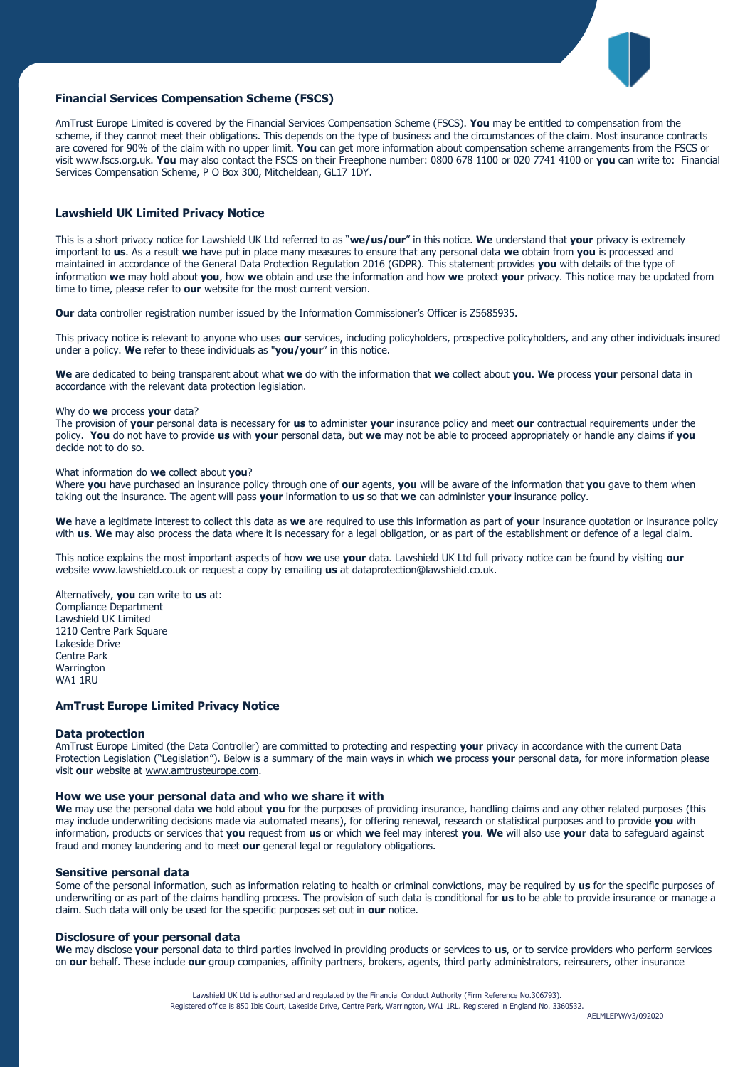## Financial Services Compensation Scheme (FSCS)

AmTrust Europe Limited is covered by the Financial Services Compensation Scheme (FSCS). **You** may be entitled to compensation from the scheme, if they cannot meet their obligations. This depends on the type of business and the circumstances of the claim. Most insurance contracts are covered for 90% of the claim with no upper limit. **You** can get more information about compensation scheme arrangements from the FSCS or visit www.fscs.org.uk. **You** may also contact the FSCS on their Freephone number: 0800 678 1100 or 020 7741 4100 or **you** can write to: Financial Services Compensation Scheme, P O Box 300, Mitcheldean, GL17 1DY.

## Lawshield UK Limited Privacy Notice

This is a short privacy notice for Lawshield UK Ltd referred to as "**we/us/our**" in this notice. **We** understand that **your** privacy is extremely important to **us**. As a result **we** have put in place many measures to ensure that any personal data **we** obtain from **you** is processed and maintained in accordance of the General Data Protection Regulation 2016 (GDPR). This statement provides **you** with details of the type of information **we** may hold about **you**, how **we** obtain and use the information and how **we** protect **your** privacy. This notice may be updated from time to time, please refer to **our** website for the most current version.

**Our** data controller registration number issued by the Information Commissioner's Officer is Z5685935.

This privacy notice is relevant to anyone who uses **our** services, including policyholders, prospective policyholders, and any other individuals insured under a policy. **We** refer to these individuals as "**you/your**" in this notice.

**We** are dedicated to being transparent about what **we** do with the information that **we** collect about **you**. **We** process **your** personal data in accordance with the relevant data protection legislation.

Why do **we** process **your** data?
The provision of **your** personal data is necessary for **us** to administer **your** insurance policy and meet **our** contractual requirements under the policy. **You** do not have to provide **us** with **your** personal data, but **we** may not be able to proceed appropriately or handle any claims if **you** decide not to do so.

What information do **we** collect about **you**?
Where **you** have purchased an insurance policy through one of **our** agents, **you** will be aware of the information that **you** gave to them when taking out the insurance. The agent will pass **your** information to **us** so that **we** can administer **your** insurance policy.

**We** have a legitimate interest to collect this data as **we** are required to use this information as part of **your** insurance quotation or insurance policy with **us**. **We** may also process the data where it is necessary for a legal obligation, or as part of the establishment or defence of a legal claim.

This notice explains the most important aspects of how **we** use **your** data. Lawshield UK Ltd full privacy notice can be found by visiting **our** website www.lawshield.co.uk or request a copy by emailing **us** at dataprotection@lawshield.co.uk.

Alternatively, **you** can write to **us** at:
Compliance Department
Lawshield UK Limited
1210 Centre Park Square
Lakeside Drive
Centre Park
Warrington
WA1 1RU

## AmTrust Europe Limited Privacy Notice

### Data protection

AmTrust Europe Limited (the Data Controller) are committed to protecting and respecting **your** privacy in accordance with the current Data Protection Legislation ("Legislation"). Below is a summary of the main ways in which **we** process **your** personal data, for more information please visit **our** website at www.amtrusteurope.com.

### How we use your personal data and who we share it with

**We** may use the personal data **we** hold about **you** for the purposes of providing insurance, handling claims and any other related purposes (this may include underwriting decisions made via automated means), for offering renewal, research or statistical purposes and to provide **you** with information, products or services that **you** request from **us** or which **we** feel may interest **you**. **We** will also use **your** data to safeguard against fraud and money laundering and to meet **our** general legal or regulatory obligations.

### Sensitive personal data

Some of the personal information, such as information relating to health or criminal convictions, may be required by **us** for the specific purposes of underwriting or as part of the claims handling process. The provision of such data is conditional for **us** to be able to provide insurance or manage a claim. Such data will only be used for the specific purposes set out in **our** notice.

### Disclosure of your personal data

**We** may disclose **your** personal data to third parties involved in providing products or services to **us**, or to service providers who perform services on **our** behalf. These include **our** group companies, affinity partners, brokers, agents, third party administrators, reinsurers, other insurance

Lawshield UK Ltd is authorised and regulated by the Financial Conduct Authority (Firm Reference No.306793).
Registered office is 850 Ibis Court, Lakeside Drive, Centre Park, Warrington, WA1 1RL. Registered in England No. 3360532.

AELMLEPW/v3/092020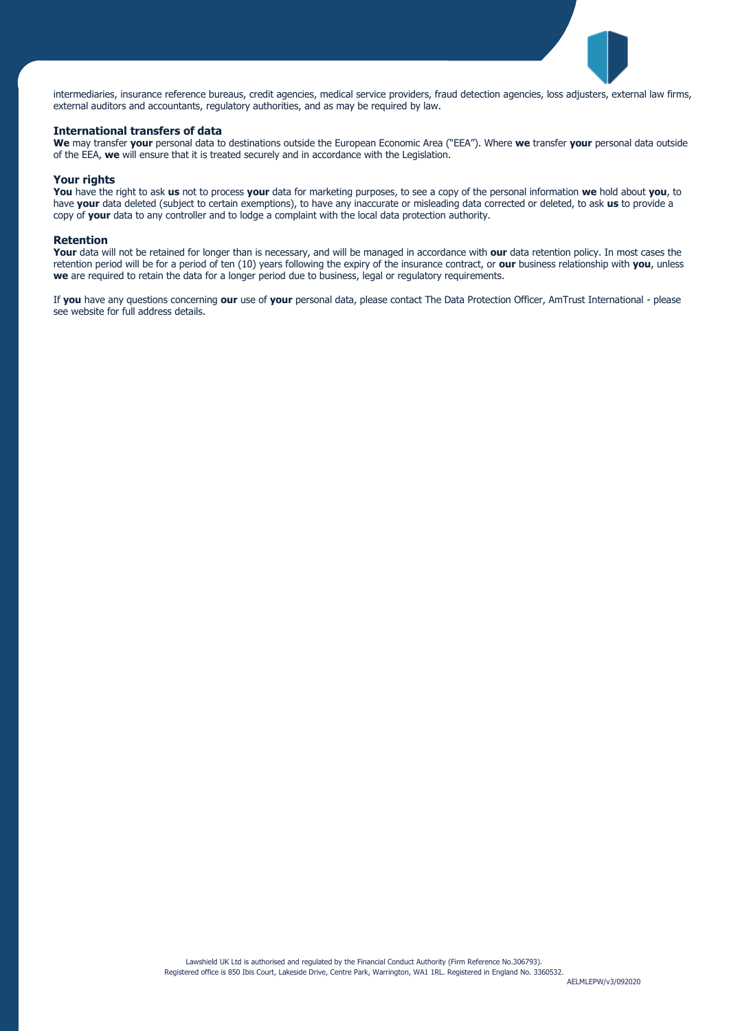intermediaries, insurance reference bureaus, credit agencies, medical service providers, fraud detection agencies, loss adjusters, external law firms, external auditors and accountants, regulatory authorities, and as may be required by law.

### International transfers of data

**We** may transfer **your** personal data to destinations outside the European Economic Area ("EEA"). Where **we** transfer **your** personal data outside of the EEA, **we** will ensure that it is treated securely and in accordance with the Legislation.

### Your rights

**You** have the right to ask **us** not to process **your** data for marketing purposes, to see a copy of the personal information **we** hold about **you**, to have **your** data deleted (subject to certain exemptions), to have any inaccurate or misleading data corrected or deleted, to ask **us** to provide a copy of **your** data to any controller and to lodge a complaint with the local data protection authority.

### Retention

**Your** data will not be retained for longer than is necessary, and will be managed in accordance with **our** data retention policy. In most cases the retention period will be for a period of ten (10) years following the expiry of the insurance contract, or **our** business relationship with **you**, unless **we** are required to retain the data for a longer period due to business, legal or regulatory requirements.

If **you** have any questions concerning **our** use of **your** personal data, please contact The Data Protection Officer, AmTrust International - please see website for full address details.

Lawshield UK Ltd is authorised and regulated by the Financial Conduct Authority (Firm Reference No.306793).
Registered office is 850 Ibis Court, Lakeside Drive, Centre Park, Warrington, WA1 1RL. Registered in England No. 3360532.

AELMLEPW/v3/092020